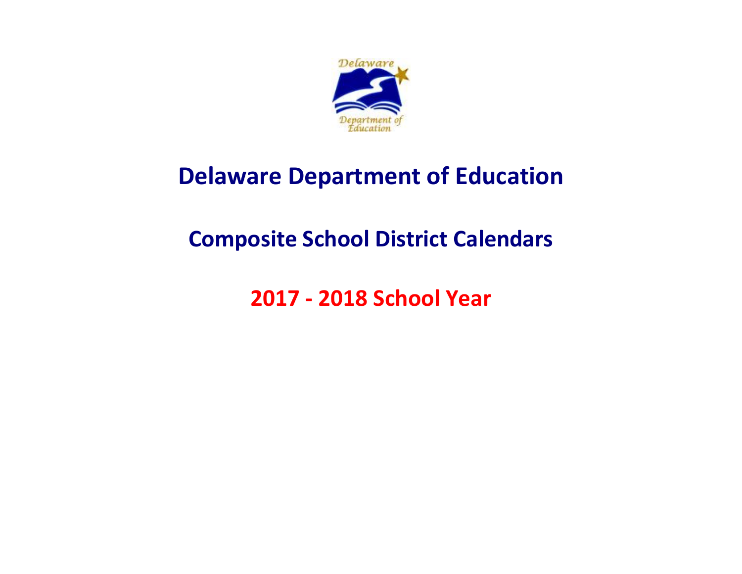# Delaware Department of Education

## Composite School District Calendars

## 2017 - 2018 School Year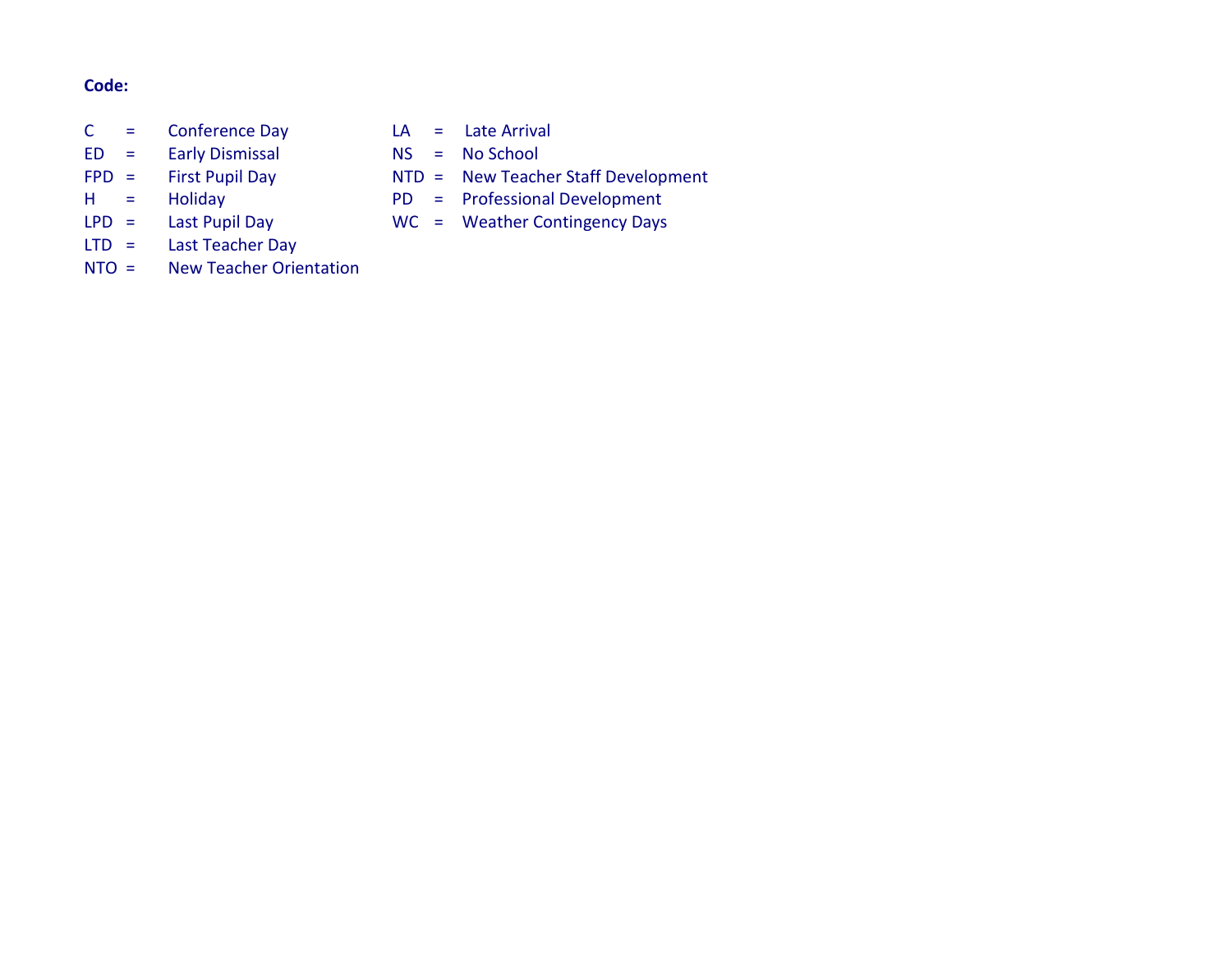**Code:**

| | | | | | |
|---|---|---|---|---|---|
| C | = | Conference Day | LA | = | Late Arrival |
| ED | = | Early Dismissal | NS | = | No School |
| FPD | = | First Pupil Day | NTD | = | New Teacher Staff Development |
| H | = | Holiday | PD | = | Professional Development |
| LPD | = | Last Pupil Day | WC | = | Weather Contingency Days |
| LTD | = | Last Teacher Day | | | |
| NTO | = | New Teacher Orientation | | | |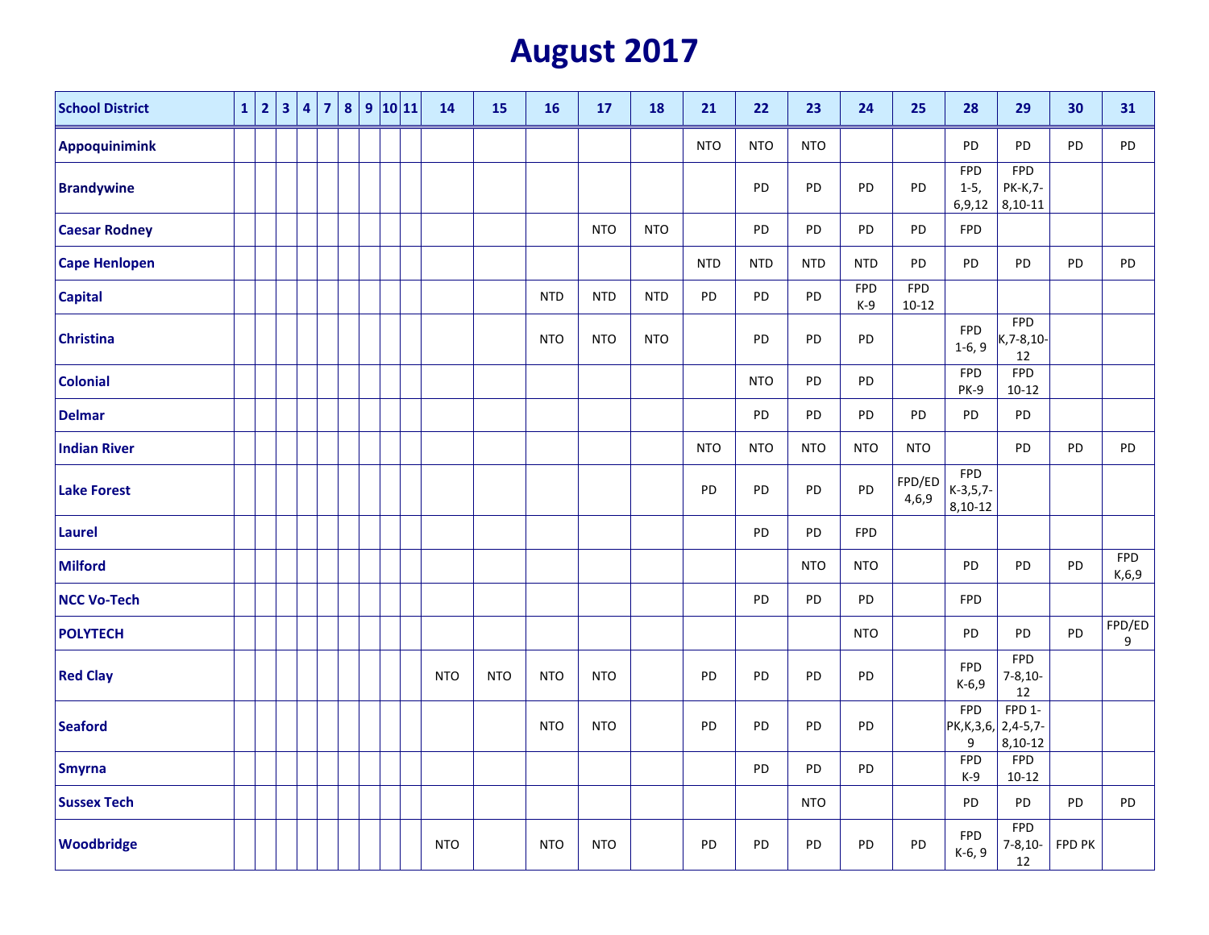# August 2017

| School District | 1 | 2 | 3 | 4 | 7 | 8 | 9 | 10 | 11 | 14 | 15 | 16 | 17 | 18 | 21 | 22 | 23 | 24 | 25 | 28 | 29 | 30 | 31 |
|---|---|---|---|---|---|---|---|---|---|---|---|---|---|---|---|---|---|---|---|---|---|---|---|
| **Appoquinimink** | | | | | | | | | | | | | | | NTO | NTO | NTO | | | PD | PD | PD | PD |
| **Brandywine** | | | | | | | | | | | | | | | | PD | PD | PD | PD | FPD 1-5, 6,9,12 | FPD PK-K,7-8,10-11 | | |
| **Caesar Rodney** | | | | | | | | | | | | | NTO | NTO | | PD | PD | PD | PD | FPD | | | |
| **Cape Henlopen** | | | | | | | | | | | | | | | NTD | NTD | NTD | NTD | PD | PD | PD | PD | PD |
| **Capital** | | | | | | | | | | | | NTD | NTD | NTD | PD | PD | PD | FPD K-9 | FPD 10-12 | | | | |
| **Christina** | | | | | | | | | | | | NTO | NTO | NTO | | PD | PD | PD | | FPD 1-6, 9 | FPD K,7-8,10-12 | | |
| **Colonial** | | | | | | | | | | | | | | | | NTO | PD | PD | | FPD PK-9 | FPD 10-12 | | |
| **Delmar** | | | | | | | | | | | | | | | | PD | PD | PD | PD | PD | PD | | |
| **Indian River** | | | | | | | | | | | | | | | NTO | NTO | NTO | NTO | NTO | | PD | PD | PD |
| **Lake Forest** | | | | | | | | | | | | | | | PD | PD | PD | PD | FPD/ED 4,6,9 | FPD K-3,5,7-8,10-12 | | | |
| **Laurel** | | | | | | | | | | | | | | | | PD | PD | FPD | | | | | |
| **Milford** | | | | | | | | | | | | | | | | | NTO | NTO | | PD | PD | PD | FPD K,6,9 |
| **NCC Vo-Tech** | | | | | | | | | | | | | | | | PD | PD | PD | | FPD | | | |
| **POLYTECH** | | | | | | | | | | | | | | | | | | NTO | | PD | PD | PD | FPD/ED 9 |
| **Red Clay** | | | | | | | | | | NTO | NTO | NTO | NTO | | PD | PD | PD | PD | | FPD K-6,9 | FPD 7-8,10-12 | | |
| **Seaford** | | | | | | | | | | | | NTO | NTO | | PD | PD | PD | PD | | FPD PK,K,3,6,9 | FPD 1-2,4-5,7-8,10-12 | | |
| **Smyrna** | | | | | | | | | | | | | | | | PD | PD | PD | | FPD K-9 | FPD 10-12 | | |
| **Sussex Tech** | | | | | | | | | | | | | | | | | NTO | | | PD | PD | PD | PD |
| **Woodbridge** | | | | | | | | | | NTO | | NTO | NTO | | PD | PD | PD | PD | PD | FPD K-6, 9 | FPD 7-8,10-12 | FPD PK | |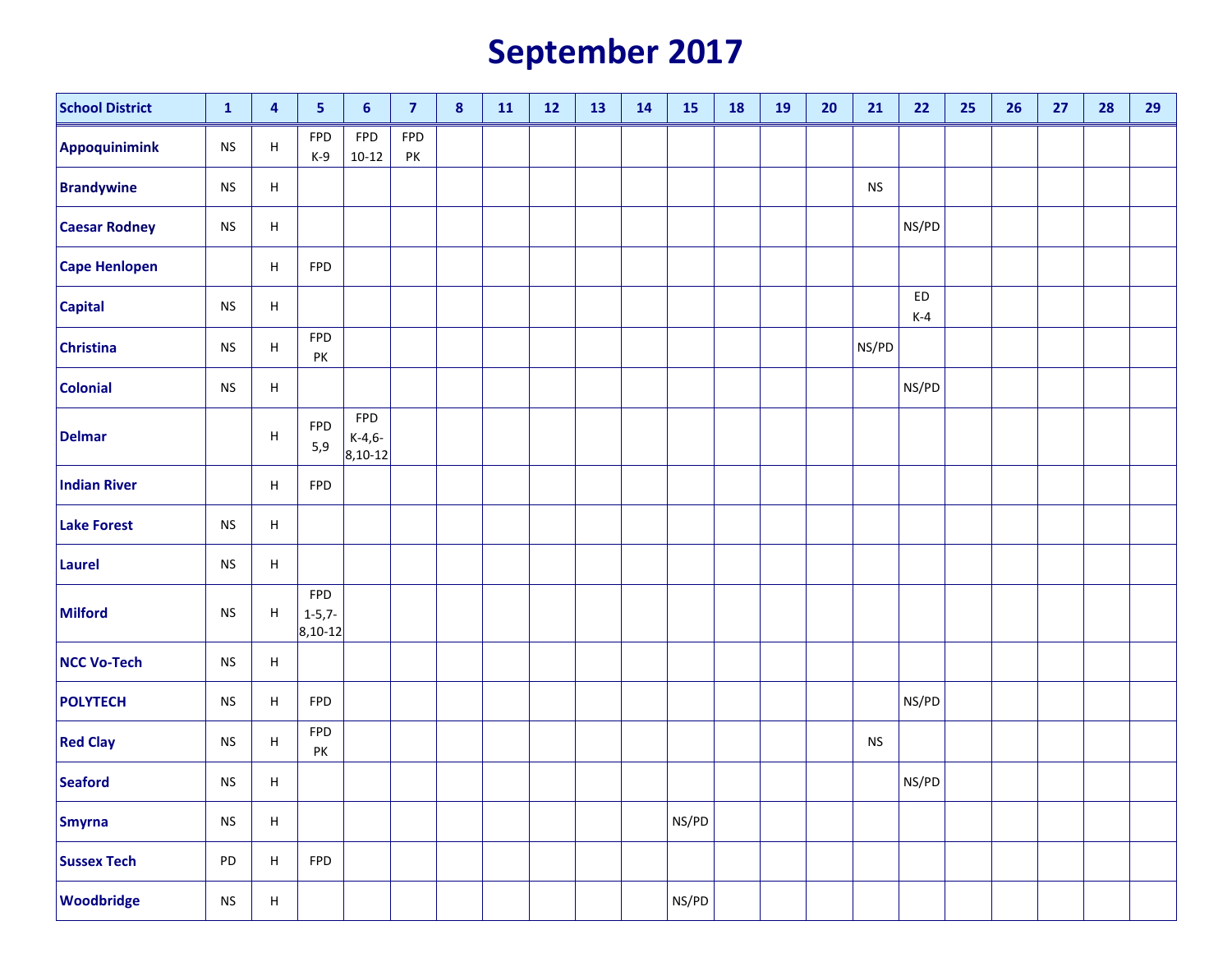# September 2017

| School District | 1 | 4 | 5 | 6 | 7 | 8 | 11 | 12 | 13 | 14 | 15 | 18 | 19 | 20 | 21 | 22 | 25 | 26 | 27 | 28 | 29 |
|---|---|---|---|---|---|---|---|---|---|---|---|---|---|---|---|---|---|---|---|---|---|
| **Appoquinimink** | NS | H | FPD K-9 | FPD 10-12 | FPD PK | | | | | | | | | | | | | | | | |
| **Brandywine** | NS | H | | | | | | | | | | | | | NS | | | | | | |
| **Caesar Rodney** | NS | H | | | | | | | | | | | | | | NS/PD | | | | | |
| **Cape Henlopen** | | H | FPD | | | | | | | | | | | | | | | | | | |
| **Capital** | NS | H | | | | | | | | | | | | | | ED K-4 | | | | | |
| **Christina** | NS | H | FPD PK | | | | | | | | | | | | NS/PD | | | | | | |
| **Colonial** | NS | H | | | | | | | | | | | | | | NS/PD | | | | | |
| **Delmar** | | H | FPD 5,9 | FPD K-4,6-8,10-12 | | | | | | | | | | | | | | | | | |
| **Indian River** | | H | FPD | | | | | | | | | | | | | | | | | | |
| **Lake Forest** | NS | H | | | | | | | | | | | | | | | | | | | |
| **Laurel** | NS | H | | | | | | | | | | | | | | | | | | | |
| **Milford** | NS | H | FPD 1-5,7-8,10-12 | | | | | | | | | | | | | | | | | | |
| **NCC Vo-Tech** | NS | H | | | | | | | | | | | | | | | | | | | |
| **POLYTECH** | NS | H | FPD | | | | | | | | | | | | | NS/PD | | | | | |
| **Red Clay** | NS | H | FPD PK | | | | | | | | | | | | NS | | | | | | |
| **Seaford** | NS | H | | | | | | | | | | | | | | NS/PD | | | | | |
| **Smyrna** | NS | H | | | | | | | | | NS/PD | | | | | | | | | | |
| **Sussex Tech** | PD | H | FPD | | | | | | | | | | | | | | | | | | |
| **Woodbridge** | NS | H | | | | | | | | | NS/PD | | | | | | | | | | |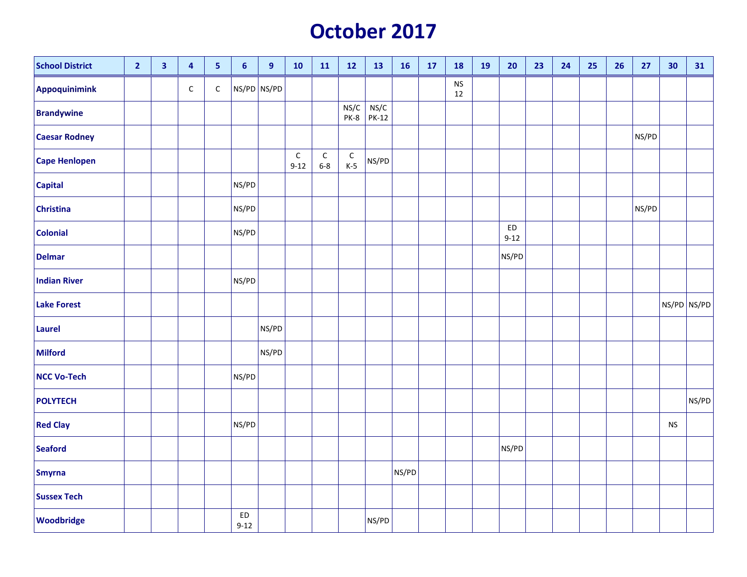# October 2017

| School District | 2 | 3 | 4 | 5 | 6 | 9 | 10 | 11 | 12 | 13 | 16 | 17 | 18 | 19 | 20 | 23 | 24 | 25 | 26 | 27 | 30 | 31 |
|---|---|---|---|---|---|---|---|---|---|---|---|---|---|---|---|---|---|---|---|---|---|---|
| **Appoquinimink** | | | C | C | NS/PD | NS/PD | | | | | | | NS 12 | | | | | | | | | |
| **Brandywine** | | | | | | | | | NS/C PK-8 | NS/C PK-12 | | | | | | | | | | | | |
| **Caesar Rodney** | | | | | | | | | | | | | | | | | | | | NS/PD | | |
| **Cape Henlopen** | | | | | | | C 9-12 | C 6-8 | C K-5 | NS/PD | | | | | | | | | | | | |
| **Capital** | | | | | NS/PD | | | | | | | | | | | | | | | | | |
| **Christina** | | | | | NS/PD | | | | | | | | | | | | | | | NS/PD | | |
| **Colonial** | | | | | NS/PD | | | | | | | | | | ED 9-12 | | | | | | | |
| **Delmar** | | | | | | | | | | | | | | | NS/PD | | | | | | | |
| **Indian River** | | | | | NS/PD | | | | | | | | | | | | | | | | | |
| **Lake Forest** | | | | | | | | | | | | | | | | | | | | | NS/PD | NS/PD |
| **Laurel** | | | | | | NS/PD | | | | | | | | | | | | | | | | |
| **Milford** | | | | | | NS/PD | | | | | | | | | | | | | | | | |
| **NCC Vo-Tech** | | | | | NS/PD | | | | | | | | | | | | | | | | | |
| **POLYTECH** | | | | | | | | | | | | | | | | | | | | | | NS/PD |
| **Red Clay** | | | | | NS/PD | | | | | | | | | | | | | | | | NS | |
| **Seaford** | | | | | | | | | | | | | | | NS/PD | | | | | | | |
| **Smyrna** | | | | | | | | | | | NS/PD | | | | | | | | | | | |
| **Sussex Tech** | | | | | | | | | | | | | | | | | | | | | | |
| **Woodbridge** | | | | | ED 9-12 | | | | | NS/PD | | | | | | | | | | | | |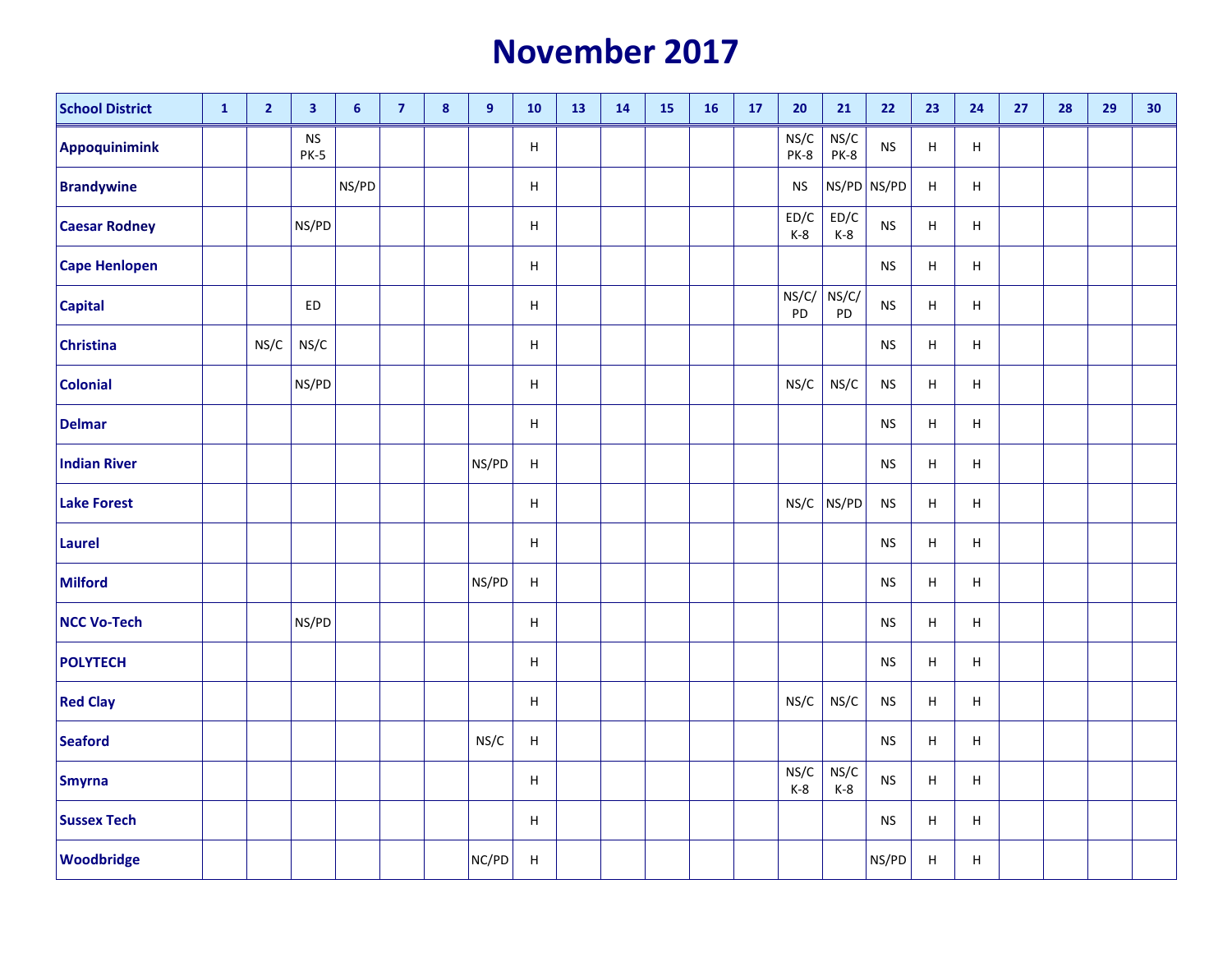# November 2017

| School District | 1 | 2 | 3 | 6 | 7 | 8 | 9 | 10 | 13 | 14 | 15 | 16 | 17 | 20 | 21 | 22 | 23 | 24 | 27 | 28 | 29 | 30 |
|---|---|---|---|---|---|---|---|---|---|---|---|---|---|---|---|---|---|---|---|---|---|---|
| **Appoquinimink** | | | NS PK-5 | | | | | H | | | | | | NS/C PK-8 | NS/C PK-8 | NS | H | H | | | | |
| **Brandywine** | | | | NS/PD | | | | H | | | | | | NS | NS/PD | NS/PD | H | H | | | | |
| **Caesar Rodney** | | | NS/PD | | | | | H | | | | | | ED/C K-8 | ED/C K-8 | NS | H | H | | | | |
| **Cape Henlopen** | | | | | | | | H | | | | | | | | NS | H | H | | | | |
| **Capital** | | | ED | | | | | H | | | | | | NS/C/PD | NS/C/PD | NS | H | H | | | | |
| **Christina** | | NS/C | NS/C | | | | | H | | | | | | | | NS | H | H | | | | |
| **Colonial** | | | NS/PD | | | | | H | | | | | | NS/C | NS/C | NS | H | H | | | | |
| **Delmar** | | | | | | | | H | | | | | | | | NS | H | H | | | | |
| **Indian River** | | | | | | | NS/PD | H | | | | | | | | NS | H | H | | | | |
| **Lake Forest** | | | | | | | | H | | | | | | NS/C | NS/PD | NS | H | H | | | | |
| **Laurel** | | | | | | | | H | | | | | | | | NS | H | H | | | | |
| **Milford** | | | | | | | NS/PD | H | | | | | | | | NS | H | H | | | | |
| **NCC Vo-Tech** | | | NS/PD | | | | | H | | | | | | | | NS | H | H | | | | |
| **POLYTECH** | | | | | | | | H | | | | | | | | NS | H | H | | | | |
| **Red Clay** | | | | | | | | H | | | | | | NS/C | NS/C | NS | H | H | | | | |
| **Seaford** | | | | | | | NS/C | H | | | | | | | | NS | H | H | | | | |
| **Smyrna** | | | | | | | | H | | | | | | NS/C K-8 | NS/C K-8 | NS | H | H | | | | |
| **Sussex Tech** | | | | | | | | H | | | | | | | | NS | H | H | | | | |
| **Woodbridge** | | | | | | | NC/PD | H | | | | | | | | NS/PD | H | H | | | | |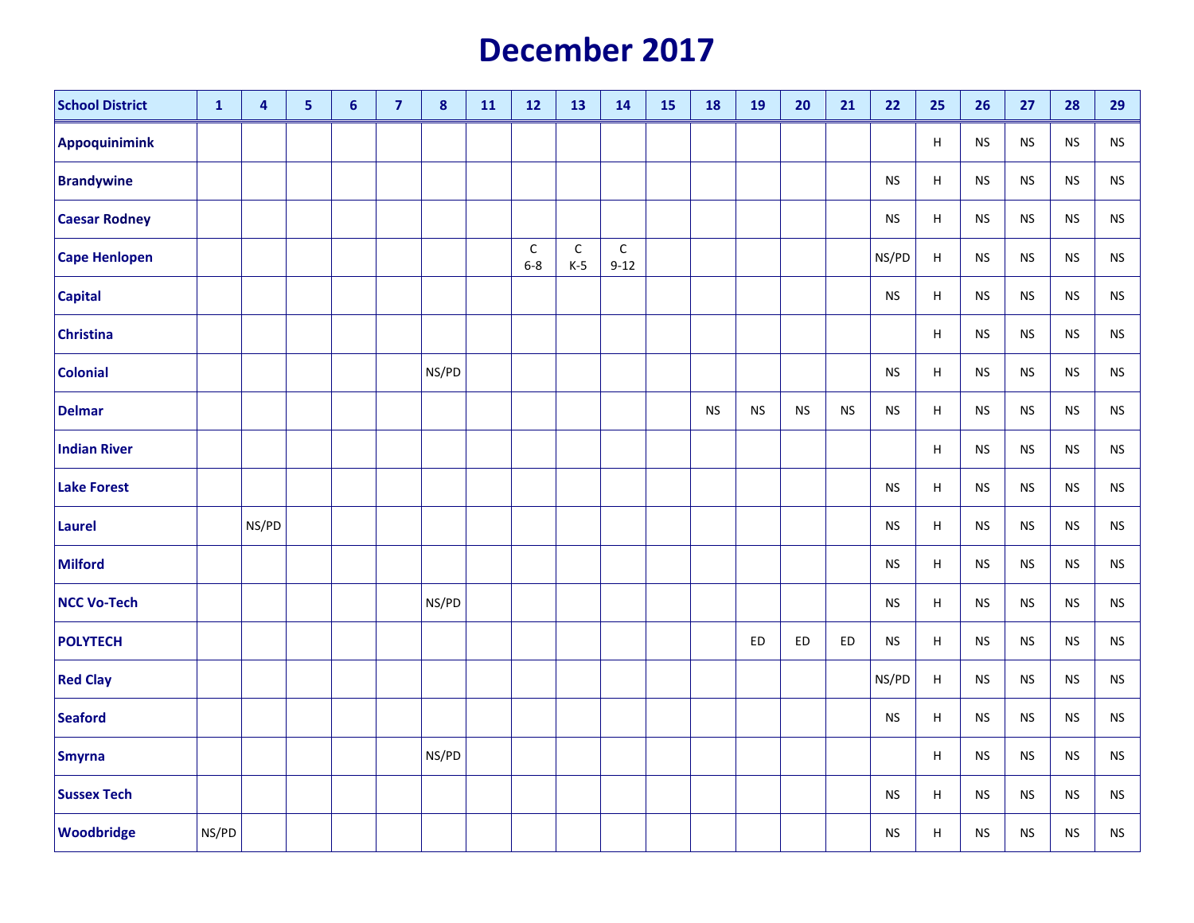# December 2017

| School District | 1 | 4 | 5 | 6 | 7 | 8 | 11 | 12 | 13 | 14 | 15 | 18 | 19 | 20 | 21 | 22 | 25 | 26 | 27 | 28 | 29 |
|---|---|---|---|---|---|---|---|---|---|---|---|---|---|---|---|---|---|---|---|---|---|
| **Appoquinimink** | | | | | | | | | | | | | | | | | H | NS | NS | NS | NS |
| **Brandywine** | | | | | | | | | | | | | | | | NS | H | NS | NS | NS | NS |
| **Caesar Rodney** | | | | | | | | | | | | | | | | NS | H | NS | NS | NS | NS |
| **Cape Henlopen** | | | | | | | | C 6-8 | C K-5 | C 9-12 | | | | | | NS/PD | H | NS | NS | NS | NS |
| **Capital** | | | | | | | | | | | | | | | | NS | H | NS | NS | NS | NS |
| **Christina** | | | | | | | | | | | | | | | | | H | NS | NS | NS | NS |
| **Colonial** | | | | | | NS/PD | | | | | | | | | | NS | H | NS | NS | NS | NS |
| **Delmar** | | | | | | | | | | | | NS | NS | NS | NS | NS | H | NS | NS | NS | NS |
| **Indian River** | | | | | | | | | | | | | | | | | H | NS | NS | NS | NS |
| **Lake Forest** | | | | | | | | | | | | | | | | NS | H | NS | NS | NS | NS |
| **Laurel** | | NS/PD | | | | | | | | | | | | | | NS | H | NS | NS | NS | NS |
| **Milford** | | | | | | | | | | | | | | | | NS | H | NS | NS | NS | NS |
| **NCC Vo-Tech** | | | | | | NS/PD | | | | | | | | | | NS | H | NS | NS | NS | NS |
| **POLYTECH** | | | | | | | | | | | | | ED | ED | ED | NS | H | NS | NS | NS | NS |
| **Red Clay** | | | | | | | | | | | | | | | | NS/PD | H | NS | NS | NS | NS |
| **Seaford** | | | | | | | | | | | | | | | | NS | H | NS | NS | NS | NS |
| **Smyrna** | | | | | | NS/PD | | | | | | | | | | | H | NS | NS | NS | NS |
| **Sussex Tech** | | | | | | | | | | | | | | | | NS | H | NS | NS | NS | NS |
| **Woodbridge** | NS/PD | | | | | | | | | | | | | | | NS | H | NS | NS | NS | NS |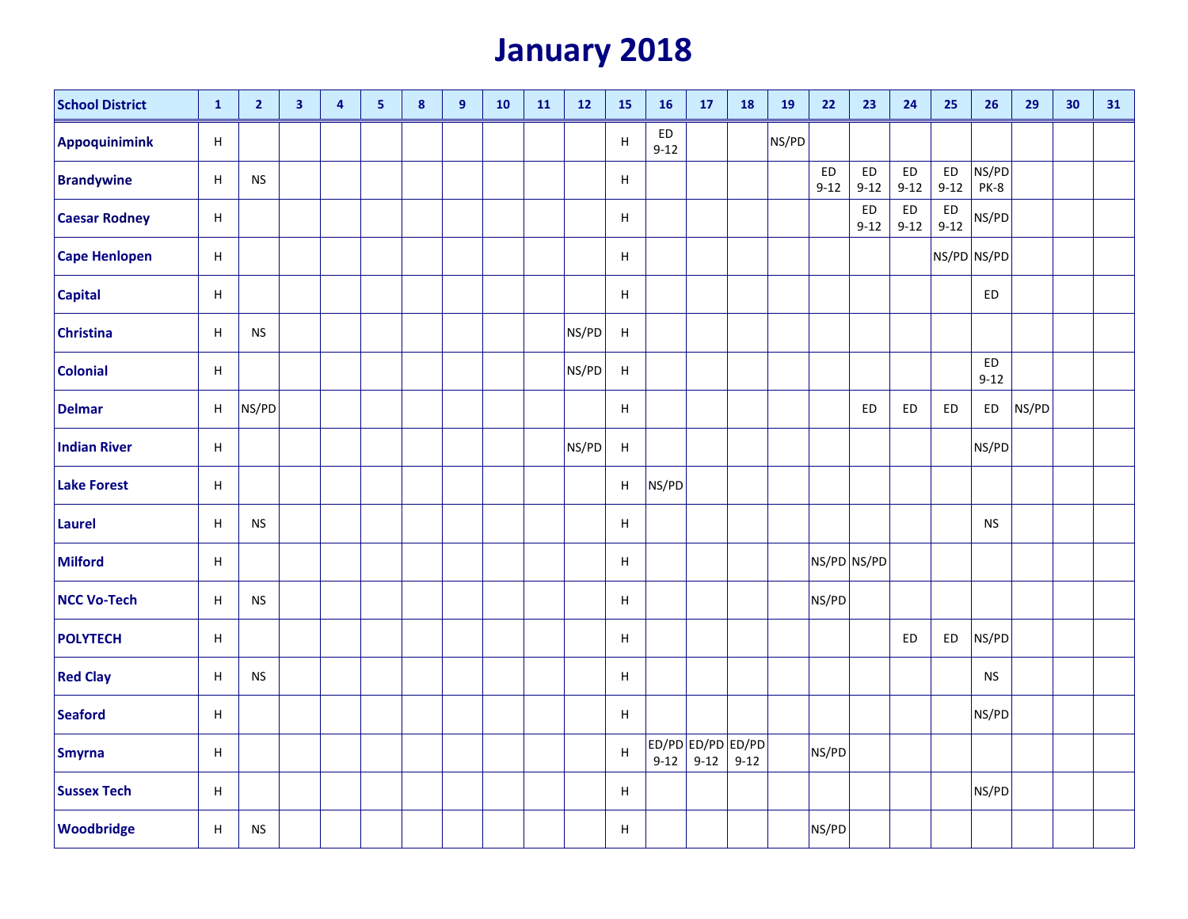# January 2018

| School District | 1 | 2 | 3 | 4 | 5 | 8 | 9 | 10 | 11 | 12 | 15 | 16 | 17 | 18 | 19 | 22 | 23 | 24 | 25 | 26 | 29 | 30 | 31 |
|---|---|---|---|---|---|---|---|---|---|---|---|---|---|---|---|---|---|---|---|---|---|---|---|
| Appoquinimink | H | | | | | | | | | | H | ED 9-12 | | | NS/PD | | | | | | | | |
| Brandywine | H | NS | | | | | | | | | H | | | | | ED 9-12 | ED 9-12 | ED 9-12 | ED 9-12 | NS/PD PK-8 | | | |
| Caesar Rodney | H | | | | | | | | | | H | | | | | | ED 9-12 | ED 9-12 | ED 9-12 | NS/PD | | | |
| Cape Henlopen | H | | | | | | | | | | H | | | | | | | | NS/PD | NS/PD | | | |
| Capital | H | | | | | | | | | | H | | | | | | | | | ED | | | |
| Christina | H | NS | | | | | | | | NS/PD | H | | | | | | | | | | | | |
| Colonial | H | | | | | | | | | NS/PD | H | | | | | | | | | ED 9-12 | | | |
| Delmar | H | NS/PD | | | | | | | | | H | | | | | | ED | ED | ED | ED | NS/PD | | |
| Indian River | H | | | | | | | | | NS/PD | H | | | | | | | | | NS/PD | | | |
| Lake Forest | H | | | | | | | | | | H | NS/PD | | | | | | | | | | | |
| Laurel | H | NS | | | | | | | | | H | | | | | | | | | NS | | | |
| Milford | H | | | | | | | | | | H | | | | | NS/PD | NS/PD | | | | | | |
| NCC Vo-Tech | H | NS | | | | | | | | | H | | | | | NS/PD | | | | | | | |
| POLYTECH | H | | | | | | | | | | H | | | | | | | ED | ED | NS/PD | | | |
| Red Clay | H | NS | | | | | | | | | H | | | | | | | | | NS | | | |
| Seaford | H | | | | | | | | | | H | | | | | | | | | NS/PD | | | |
| Smyrna | H | | | | | | | | | | H | ED/PD 9-12 | ED/PD 9-12 | ED/PD 9-12 | | NS/PD | | | | | | | |
| Sussex Tech | H | | | | | | | | | | H | | | | | | | | | NS/PD | | | |
| Woodbridge | H | NS | | | | | | | | | H | | | | | NS/PD | | | | | | | |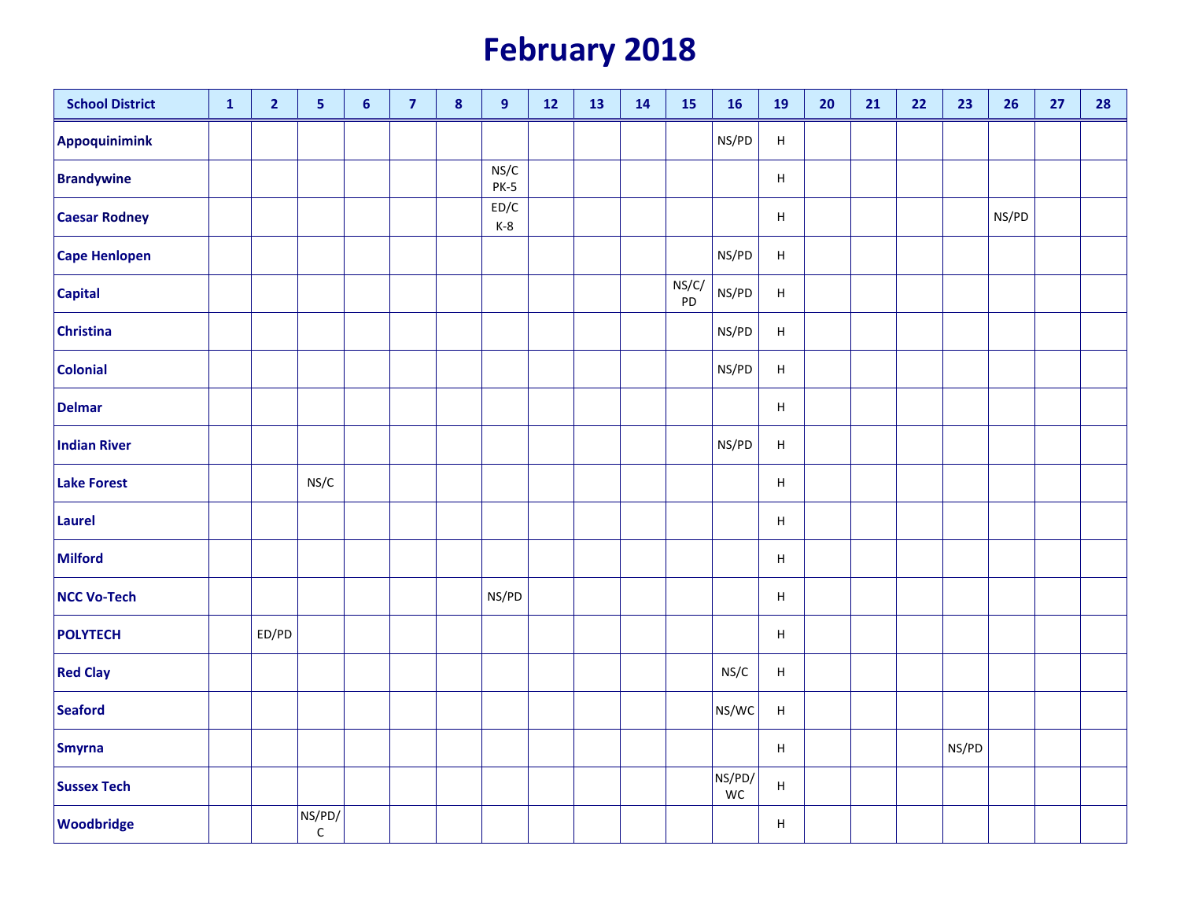# February 2018

| School District | 1 | 2 | 5 | 6 | 7 | 8 | 9 | 12 | 13 | 14 | 15 | 16 | 19 | 20 | 21 | 22 | 23 | 26 | 27 | 28 |
|---|---|---|---|---|---|---|---|---|---|---|---|---|---|---|---|---|---|---|---|---|
| Appoquinimink | | | | | | | | | | | | NS/PD | H | | | | | | | |
| Brandywine | | | | | | | NS/C PK-5 | | | | | | H | | | | | | | |
| Caesar Rodney | | | | | | | ED/C K-8 | | | | | | H | | | | | NS/PD | | |
| Cape Henlopen | | | | | | | | | | | | NS/PD | H | | | | | | | |
| Capital | | | | | | | | | | | NS/C/PD | NS/PD | H | | | | | | | |
| Christina | | | | | | | | | | | | NS/PD | H | | | | | | | |
| Colonial | | | | | | | | | | | | NS/PD | H | | | | | | | |
| Delmar | | | | | | | | | | | | | H | | | | | | | |
| Indian River | | | | | | | | | | | | NS/PD | H | | | | | | | |
| Lake Forest | | | NS/C | | | | | | | | | | H | | | | | | | |
| Laurel | | | | | | | | | | | | | H | | | | | | | |
| Milford | | | | | | | | | | | | | H | | | | | | | |
| NCC Vo-Tech | | | | | | | NS/PD | | | | | | H | | | | | | | |
| POLYTECH | | ED/PD | | | | | | | | | | | H | | | | | | | |
| Red Clay | | | | | | | | | | | | NS/C | H | | | | | | | |
| Seaford | | | | | | | | | | | | NS/WC | H | | | | | | | |
| Smyrna | | | | | | | | | | | | | H | | | | NS/PD | | | |
| Sussex Tech | | | | | | | | | | | | NS/PD/WC | H | | | | | | | |
| Woodbridge | | | NS/PD/C | | | | | | | | | | H | | | | | | | |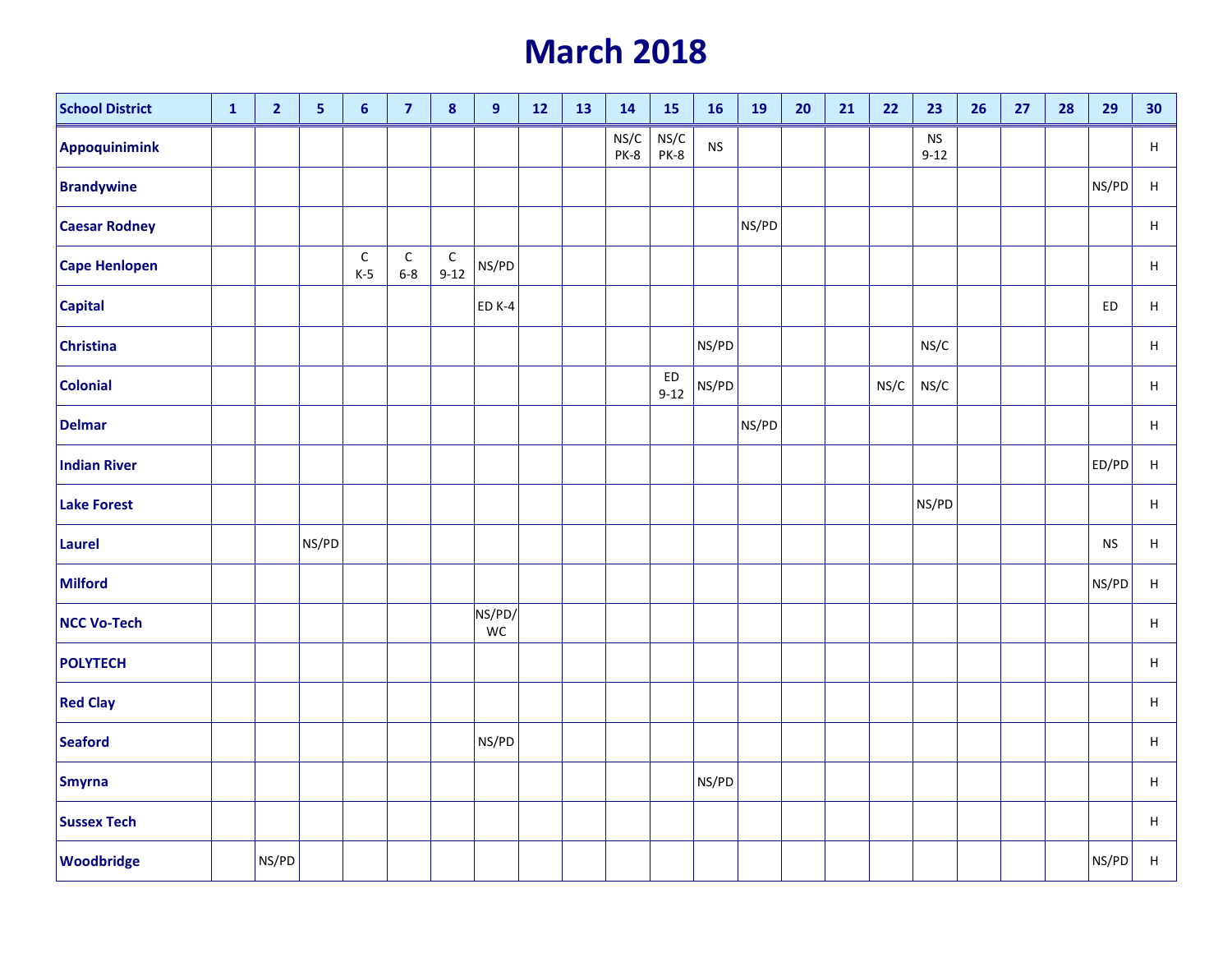# March 2018

| School District | 1 | 2 | 5 | 6 | 7 | 8 | 9 | 12 | 13 | 14 | 15 | 16 | 19 | 20 | 21 | 22 | 23 | 26 | 27 | 28 | 29 | 30 |
|---|---|---|---|---|---|---|---|---|---|---|---|---|---|---|---|---|---|---|---|---|---|---|
| Appoquinimink | | | | | | | | | | NS/C PK-8 | NS/C PK-8 | NS | | | | | NS 9-12 | | | | | H |
| Brandywine | | | | | | | | | | | | | | | | | | | | | NS/PD | H |
| Caesar Rodney | | | | | | | | | | | | | NS/PD | | | | | | | | | H |
| Cape Henlopen | | | | C K-5 | C 6-8 | C 9-12 | NS/PD | | | | | | | | | | | | | | | H |
| Capital | | | | | | | ED K-4 | | | | | | | | | | | | | | ED | H |
| Christina | | | | | | | | | | | | NS/PD | | | | | NS/C | | | | | H |
| Colonial | | | | | | | | | | | ED 9-12 | NS/PD | | | | NS/C | NS/C | | | | | H |
| Delmar | | | | | | | | | | | | | NS/PD | | | | | | | | | H |
| Indian River | | | | | | | | | | | | | | | | | | | | | ED/PD | H |
| Lake Forest | | | | | | | | | | | | | | | | | NS/PD | | | | | H |
| Laurel | | | NS/PD | | | | | | | | | | | | | | | | | | NS | H |
| Milford | | | | | | | | | | | | | | | | | | | | | NS/PD | H |
| NCC Vo-Tech | | | | | | | NS/PD/ WC | | | | | | | | | | | | | | | H |
| POLYTECH | | | | | | | | | | | | | | | | | | | | | | H |
| Red Clay | | | | | | | | | | | | | | | | | | | | | | H |
| Seaford | | | | | | | NS/PD | | | | | | | | | | | | | | | H |
| Smyrna | | | | | | | | | | | | NS/PD | | | | | | | | | | H |
| Sussex Tech | | | | | | | | | | | | | | | | | | | | | | H |
| Woodbridge | | NS/PD | | | | | | | | | | | | | | | | | | | NS/PD | H |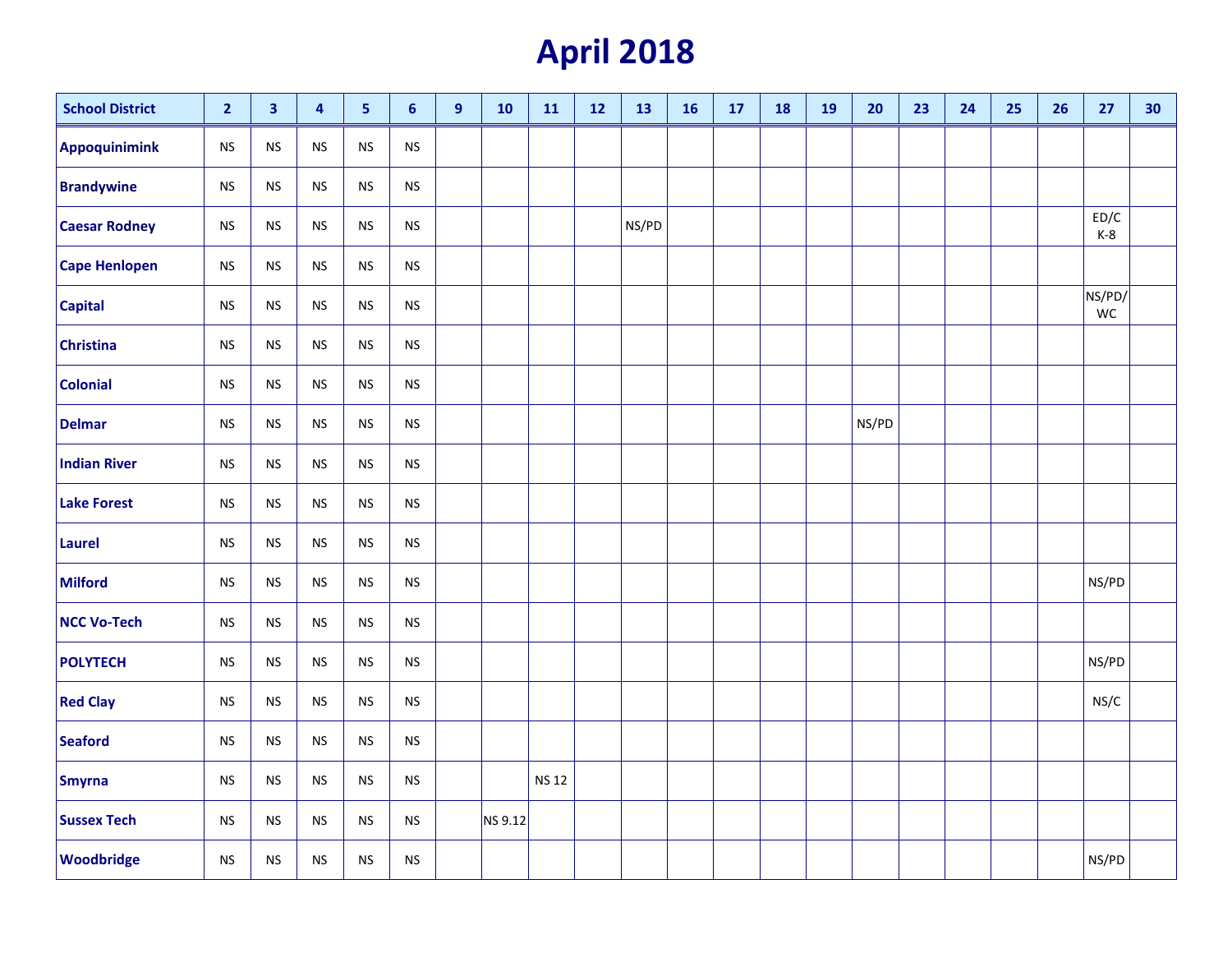# April 2018

| School District | 2 | 3 | 4 | 5 | 6 | 9 | 10 | 11 | 12 | 13 | 16 | 17 | 18 | 19 | 20 | 23 | 24 | 25 | 26 | 27 | 30 |
|---|---|---|---|---|---|---|---|---|---|---|---|---|---|---|---|---|---|---|---|---|---|
| Appoquinimink | NS | NS | NS | NS | NS | | | | | | | | | | | | | | | | |
| Brandywine | NS | NS | NS | NS | NS | | | | | | | | | | | | | | | | |
| Caesar Rodney | NS | NS | NS | NS | NS | | | | | NS/PD | | | | | | | | | | ED/C K-8 | |
| Cape Henlopen | NS | NS | NS | NS | NS | | | | | | | | | | | | | | | | |
| Capital | NS | NS | NS | NS | NS | | | | | | | | | | | | | | | NS/PD/ WC | |
| Christina | NS | NS | NS | NS | NS | | | | | | | | | | | | | | | | |
| Colonial | NS | NS | NS | NS | NS | | | | | | | | | | | | | | | | |
| Delmar | NS | NS | NS | NS | NS | | | | | | | | | | NS/PD | | | | | | |
| Indian River | NS | NS | NS | NS | NS | | | | | | | | | | | | | | | | |
| Lake Forest | NS | NS | NS | NS | NS | | | | | | | | | | | | | | | | |
| Laurel | NS | NS | NS | NS | NS | | | | | | | | | | | | | | | | |
| Milford | NS | NS | NS | NS | NS | | | | | | | | | | | | | | | NS/PD | |
| NCC Vo-Tech | NS | NS | NS | NS | NS | | | | | | | | | | | | | | | | |
| POLYTECH | NS | NS | NS | NS | NS | | | | | | | | | | | | | | | NS/PD | |
| Red Clay | NS | NS | NS | NS | NS | | | | | | | | | | | | | | | NS/C | |
| Seaford | NS | NS | NS | NS | NS | | | | | | | | | | | | | | | | |
| Smyrna | NS | NS | NS | NS | NS | | | NS 12 | | | | | | | | | | | | | |
| Sussex Tech | NS | NS | NS | NS | NS | | NS 9.12 | | | | | | | | | | | | | | |
| Woodbridge | NS | NS | NS | NS | NS | | | | | | | | | | | | | | | NS/PD | |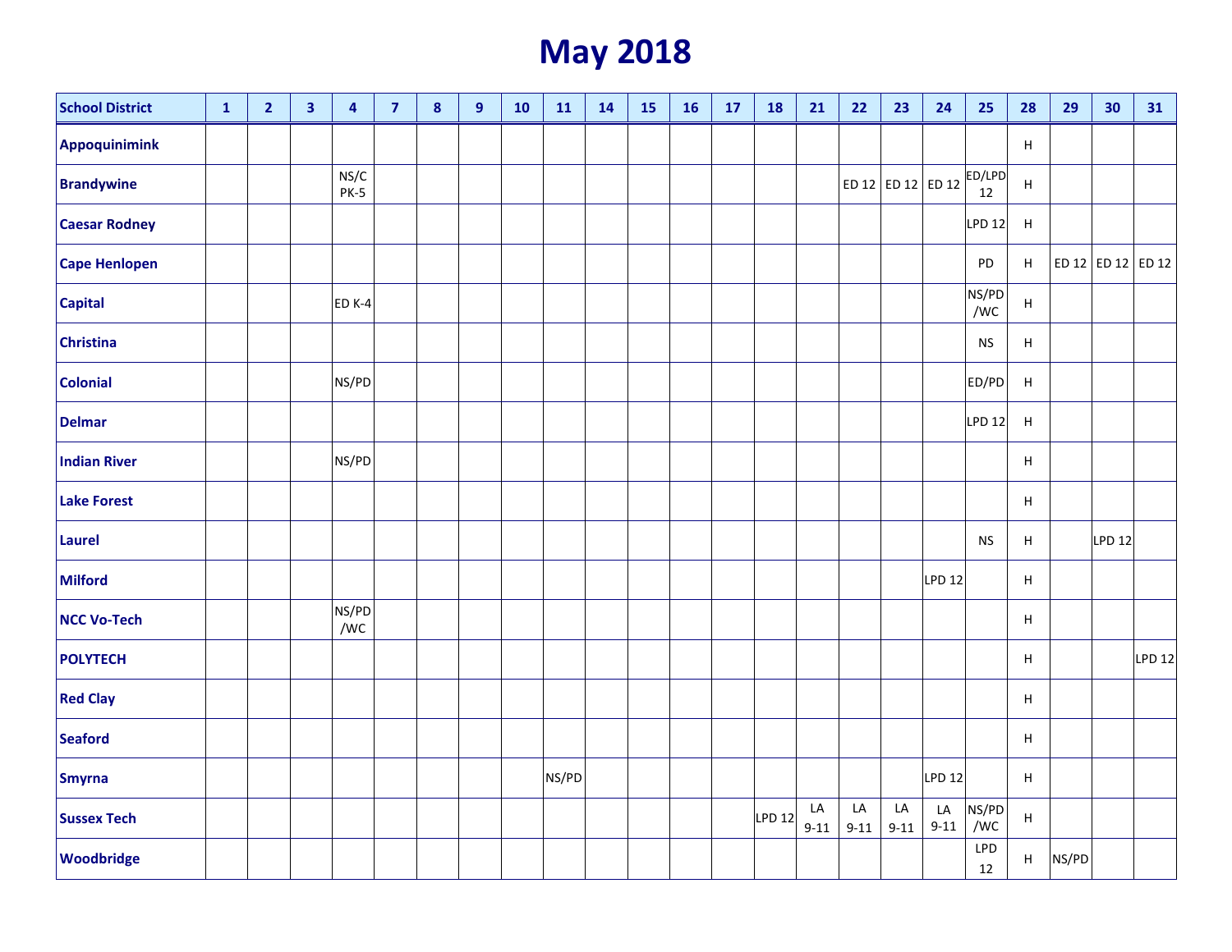# May 2018

| School District | 1 | 2 | 3 | 4 | 7 | 8 | 9 | 10 | 11 | 14 | 15 | 16 | 17 | 18 | 21 | 22 | 23 | 24 | 25 | 28 | 29 | 30 | 31 |
|---|---|---|---|---|---|---|---|---|---|---|---|---|---|---|---|---|---|---|---|---|---|---|---|
| Appoquinimink | | | | | | | | | | | | | | | | | | | | H | | | |
| Brandywine | | | | NS/C PK-5 | | | | | | | | | | | | ED 12 | ED 12 | ED 12 | ED/LPD 12 | H | | | |
| Caesar Rodney | | | | | | | | | | | | | | | | | | | LPD 12 | H | | | |
| Cape Henlopen | | | | | | | | | | | | | | | | | | | PD | H | ED 12 | ED 12 | ED 12 |
| Capital | | | | ED K-4 | | | | | | | | | | | | | | | NS/PD /WC | H | | | |
| Christina | | | | | | | | | | | | | | | | | | | NS | H | | | |
| Colonial | | | | NS/PD | | | | | | | | | | | | | | | ED/PD | H | | | |
| Delmar | | | | | | | | | | | | | | | | | | | LPD 12 | H | | | |
| Indian River | | | | NS/PD | | | | | | | | | | | | | | | | H | | | |
| Lake Forest | | | | | | | | | | | | | | | | | | | | H | | | |
| Laurel | | | | | | | | | | | | | | | | | | | NS | H | | LPD 12 | |
| Milford | | | | | | | | | | | | | | | | | | LPD 12 | | H | | | |
| NCC Vo-Tech | | | | NS/PD /WC | | | | | | | | | | | | | | | | H | | | |
| POLYTECH | | | | | | | | | | | | | | | | | | | | H | | | LPD 12 |
| Red Clay | | | | | | | | | | | | | | | | | | | | H | | | |
| Seaford | | | | | | | | | | | | | | | | | | | | H | | | |
| Smyrna | | | | | | | | | NS/PD | | | | | | | | | LPD 12 | | H | | | |
| Sussex Tech | | | | | | | | | | | | | | LPD 12 | LA 9-11 | LA 9-11 | LA 9-11 | LA 9-11 | NS/PD /WC | H | | | |
| Woodbridge | | | | | | | | | | | | | | | | | | | LPD 12 | H | NS/PD | | |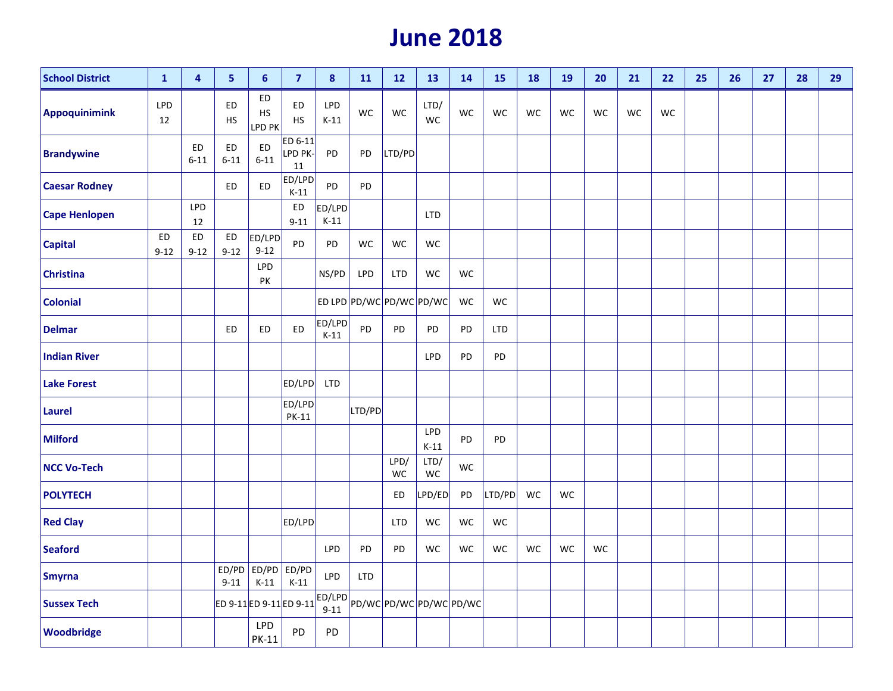# June 2018

| School District | 1 | 4 | 5 | 6 | 7 | 8 | 11 | 12 | 13 | 14 | 15 | 18 | 19 | 20 | 21 | 22 | 25 | 26 | 27 | 28 | 29 |
|---|---|---|---|---|---|---|---|---|---|---|---|---|---|---|---|---|---|---|---|---|---|
| **Appoquinimink** | LPD 12 | | ED HS | ED HS LPD PK | ED HS | LPD K-11 | WC | WC | LTD/ WC | WC | WC | WC | WC | WC | WC | WC | | | | | |
| **Brandywine** | | ED 6-11 | ED 6-11 | ED 6-11 | ED 6-11 LPD PK-11 | PD | PD | LTD/PD | | | | | | | | | | | | | |
| **Caesar Rodney** | | | ED | ED | ED/LPD K-11 | PD | PD | | | | | | | | | | | | | | |
| **Cape Henlopen** | | LPD 12 | | | ED 9-11 | ED/LPD K-11 | | | LTD | | | | | | | | | | | | |
| **Capital** | ED 9-12 | ED 9-12 | ED 9-12 | ED/LPD 9-12 | PD | PD | WC | WC | WC | | | | | | | | | | | | |
| **Christina** | | | | LPD PK | | NS/PD | LPD | LTD | WC | WC | | | | | | | | | | | |
| **Colonial** | | | | | | ED LPD | PD/WC | PD/WC | PD/WC | WC | WC | | | | | | | | | | |
| **Delmar** | | | ED | ED | ED | ED/LPD K-11 | PD | PD | PD | PD | LTD | | | | | | | | | | |
| **Indian River** | | | | | | | | | LPD | PD | PD | | | | | | | | | | |
| **Lake Forest** | | | | | ED/LPD | LTD | | | | | | | | | | | | | | | |
| **Laurel** | | | | | ED/LPD PK-11 | | LTD/PD | | | | | | | | | | | | | | |
| **Milford** | | | | | | | | | LPD K-11 | PD | PD | | | | | | | | | | |
| **NCC Vo-Tech** | | | | | | | | LPD/ WC | LTD/ WC | WC | | | | | | | | | | | |
| **POLYTECH** | | | | | | | | ED | LPD/ED | PD | LTD/PD | WC | WC | | | | | | | | |
| **Red Clay** | | | | | ED/LPD | | | LTD | WC | WC | WC | | | | | | | | | | |
| **Seaford** | | | | | | LPD | PD | PD | WC | WC | WC | WC | WC | WC | | | | | | | |
| **Smyrna** | | | ED/PD 9-11 | ED/PD K-11 | ED/PD K-11 | LPD | LTD | | | | | | | | | | | | | | |
| **Sussex Tech** | | | ED 9-11 | ED 9-11 | ED 9-11 | ED/LPD 9-11 | PD/WC | PD/WC | PD/WC | PD/WC | | | | | | | | | | | |
| **Woodbridge** | | | | LPD PK-11 | PD | PD | | | | | | | | | | | | | | | |